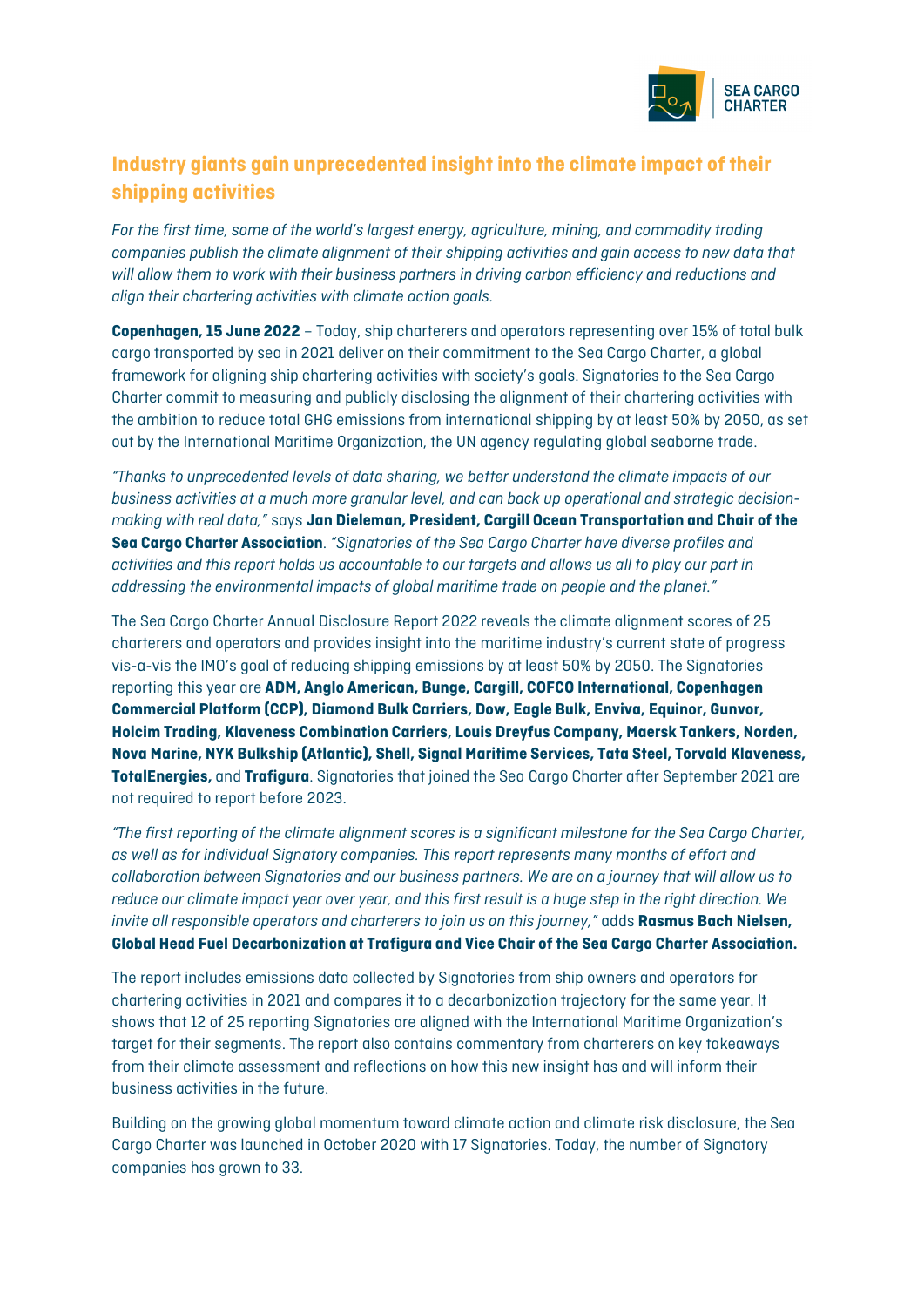## Industry giants gain unprecedented insight into the climate impact of their shipping activities

*For the first time, some of the world's largest energy, agriculture, mining, and commodity trading companies publish the climate alignment of their shipping activities and gain access to new data that will allow them to work with their business partners in driving carbon efficiency and reductions and align their chartering activities with climate action goals.*

**Copenhagen, 15 June 2022** – Today, ship charterers and operators representing over 15% of total bulk cargo transported by sea in 2021 deliver on their commitment to the Sea Cargo Charter, a global framework for aligning ship chartering activities with society's goals. Signatories to the Sea Cargo Charter commit to measuring and publicly disclosing the alignment of their chartering activities with the ambition to reduce total GHG emissions from international shipping by at least 50% by 2050, as set out by the International Maritime Organization, the UN agency regulating global seaborne trade.

*"Thanks to unprecedented levels of data sharing, we better understand the climate impacts of our business activities at a much more granular level, and can back up operational and strategic decision-making with real data,"* says **Jan Dieleman, President, Cargill Ocean Transportation and Chair of the Sea Cargo Charter Association**. *"Signatories of the Sea Cargo Charter have diverse profiles and activities and this report holds us accountable to our targets and allows us all to play our part in addressing the environmental impacts of global maritime trade on people and the planet."*

The Sea Cargo Charter Annual Disclosure Report 2022 reveals the climate alignment scores of 25 charterers and operators and provides insight into the maritime industry's current state of progress vis-a-vis the IMO's goal of reducing shipping emissions by at least 50% by 2050. The Signatories reporting this year are **ADM, Anglo American, Bunge, Cargill, COFCO International, Copenhagen Commercial Platform (CCP), Diamond Bulk Carriers, Dow, Eagle Bulk, Enviva, Equinor, Gunvor, Holcim Trading, Klaveness Combination Carriers, Louis Dreyfus Company, Maersk Tankers, Norden, Nova Marine, NYK Bulkship (Atlantic), Shell, Signal Maritime Services, Tata Steel, Torvald Klaveness, TotalEnergies,** and **Trafigura**. Signatories that joined the Sea Cargo Charter after September 2021 are not required to report before 2023.

*"The first reporting of the climate alignment scores is a significant milestone for the Sea Cargo Charter, as well as for individual Signatory companies. This report represents many months of effort and collaboration between Signatories and our business partners. We are on a journey that will allow us to reduce our climate impact year over year, and this first result is a huge step in the right direction. We invite all responsible operators and charterers to join us on this journey,"* adds **Rasmus Bach Nielsen, Global Head Fuel Decarbonization at Trafigura and Vice Chair of the Sea Cargo Charter Association.**

The report includes emissions data collected by Signatories from ship owners and operators for chartering activities in 2021 and compares it to a decarbonization trajectory for the same year. It shows that 12 of 25 reporting Signatories are aligned with the International Maritime Organization's target for their segments. The report also contains commentary from charterers on key takeaways from their climate assessment and reflections on how this new insight has and will inform their business activities in the future.

Building on the growing global momentum toward climate action and climate risk disclosure, the Sea Cargo Charter was launched in October 2020 with 17 Signatories. Today, the number of Signatory companies has grown to 33.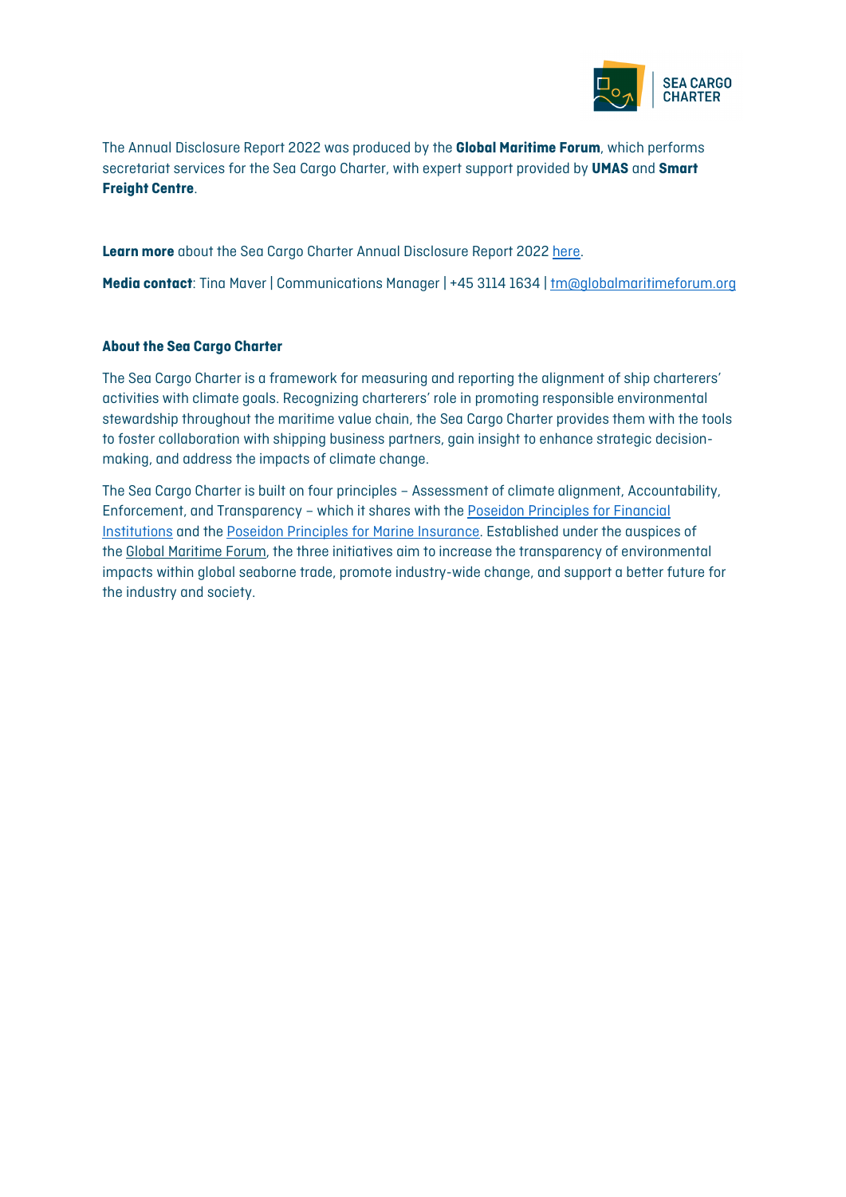The Annual Disclosure Report 2022 was produced by the **Global Maritime Forum**, which performs secretariat services for the Sea Cargo Charter, with expert support provided by **UMAS** and **Smart Freight Centre**.

**Learn more** about the Sea Cargo Charter Annual Disclosure Report 2022 here.

**Media contact**: Tina Maver | Communications Manager | +45 3114 1634 | tm@globalmaritimeforum.org

**About the Sea Cargo Charter**

The Sea Cargo Charter is a framework for measuring and reporting the alignment of ship charterers' activities with climate goals. Recognizing charterers' role in promoting responsible environmental stewardship throughout the maritime value chain, the Sea Cargo Charter provides them with the tools to foster collaboration with shipping business partners, gain insight to enhance strategic decision-making, and address the impacts of climate change.

The Sea Cargo Charter is built on four principles – Assessment of climate alignment, Accountability, Enforcement, and Transparency – which it shares with the Poseidon Principles for Financial Institutions and the Poseidon Principles for Marine Insurance. Established under the auspices of the Global Maritime Forum, the three initiatives aim to increase the transparency of environmental impacts within global seaborne trade, promote industry-wide change, and support a better future for the industry and society.